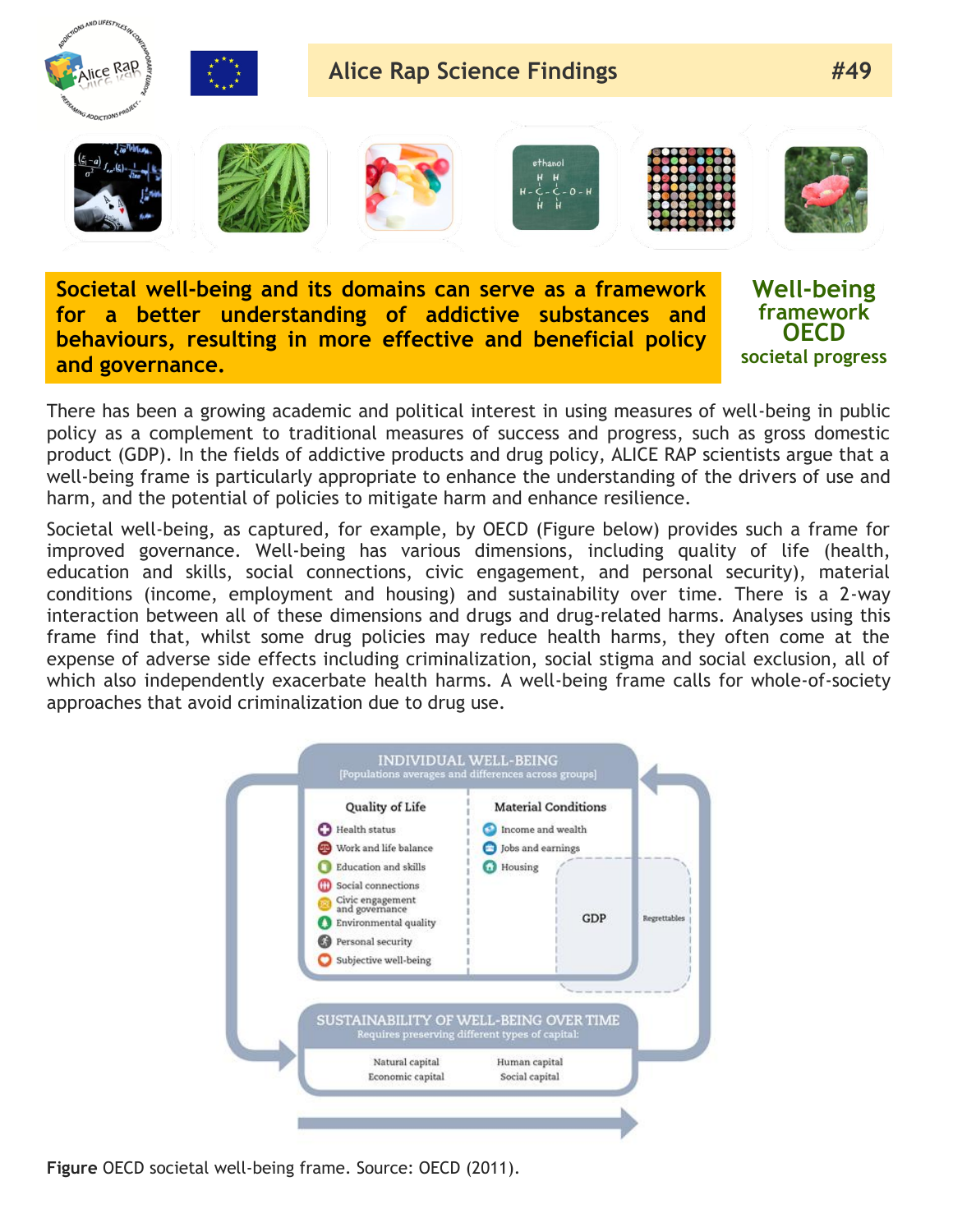# Alice Rap Science Findings #49

**Societal well-being and its domains can serve as a framework for a better understanding of addictive substances and behaviours, resulting in more effective and beneficial policy and governance.**

**Well-being framework OECD societal progress**

There has been a growing academic and political interest in using measures of well-being in public policy as a complement to traditional measures of success and progress, such as gross domestic product (GDP). In the fields of addictive products and drug policy, ALICE RAP scientists argue that a well-being frame is particularly appropriate to enhance the understanding of the drivers of use and harm, and the potential of policies to mitigate harm and enhance resilience.

Societal well-being, as captured, for example, by OECD (Figure below) provides such a frame for improved governance. Well-being has various dimensions, including quality of life (health, education and skills, social connections, civic engagement, and personal security), material conditions (income, employment and housing) and sustainability over time. There is a 2-way interaction between all of these dimensions and drugs and drug-related harms. Analyses using this frame find that, whilst some drug policies may reduce health harms, they often come at the expense of adverse side effects including criminalization, social stigma and social exclusion, all of which also independently exacerbate health harms. A well-being frame calls for whole-of-society approaches that avoid criminalization due to drug use.

**INDIVIDUAL WELL-BEING**
[Populations averages and differences across groups]

| Quality of Life | Material Conditions |
|---|---|
| Health status | Income and wealth |
| Work and life balance | Jobs and earnings |
| Education and skills | Housing |
| Social connections | |
| Civic engagement and governance | |
| Environmental quality | |
| Personal security | |
| Subjective well-being | |

GDP — Regrettables

**SUSTAINABILITY OF WELL-BEING OVER TIME**
Requires preserving different types of capital:

| | |
|---|---|
| Natural capital | Human capital |
| Economic capital | Social capital |

**Figure** OECD societal well-being frame. Source: OECD (2011).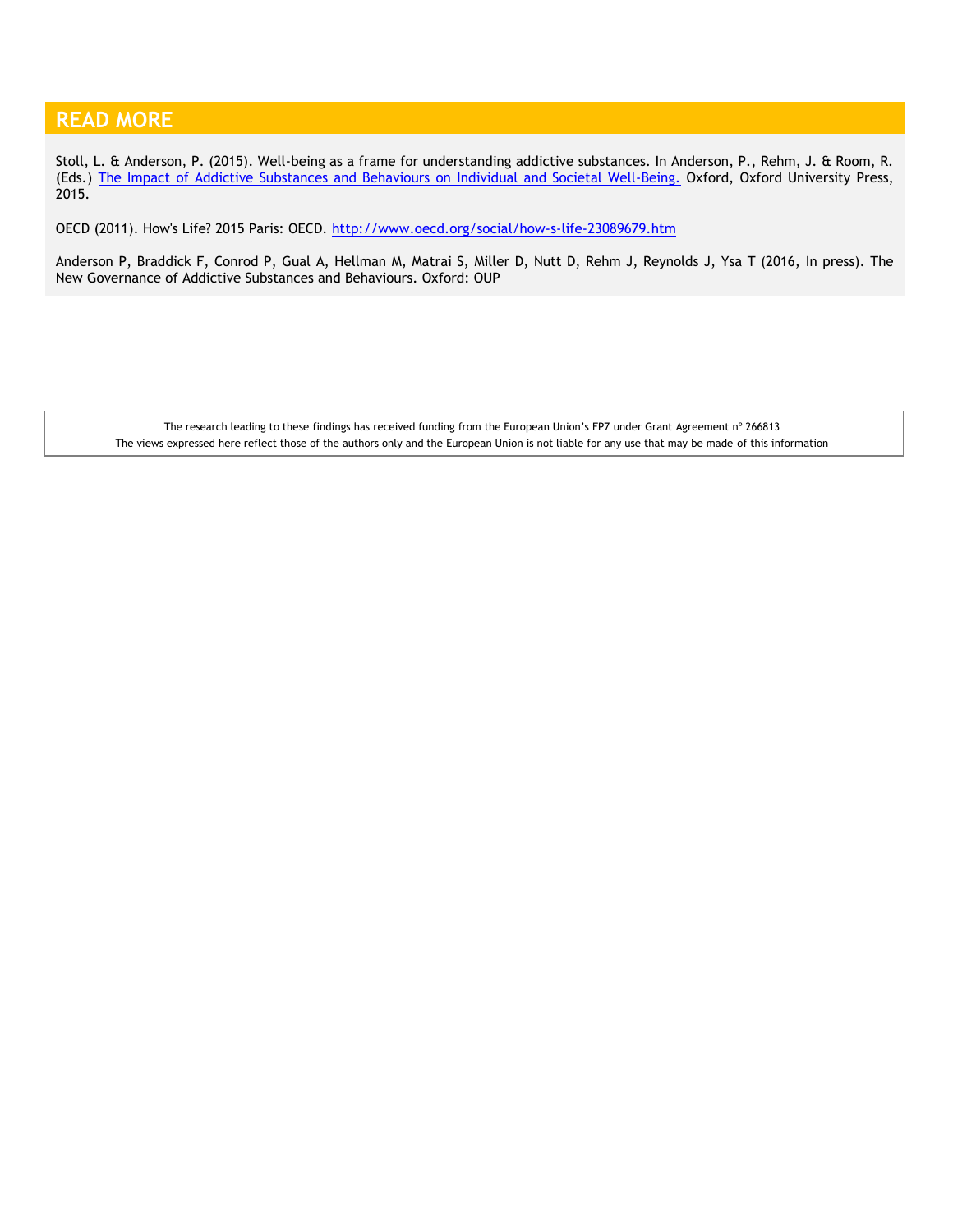## READ MORE

Stoll, L. & Anderson, P. (2015). Well-being as a frame for understanding addictive substances. In Anderson, P., Rehm, J. & Room, R. (Eds.) The Impact of Addictive Substances and Behaviours on Individual and Societal Well-Being. Oxford, Oxford University Press, 2015.

OECD (2011). How's Life? 2015 Paris: OECD. http://www.oecd.org/social/how-s-life-23089679.htm

Anderson P, Braddick F, Conrod P, Gual A, Hellman M, Matrai S, Miller D, Nutt D, Rehm J, Reynolds J, Ysa T (2016, In press). The New Governance of Addictive Substances and Behaviours. Oxford: OUP

The research leading to these findings has received funding from the European Union's FP7 under Grant Agreement nº 266813
The views expressed here reflect those of the authors only and the European Union is not liable for any use that may be made of this information